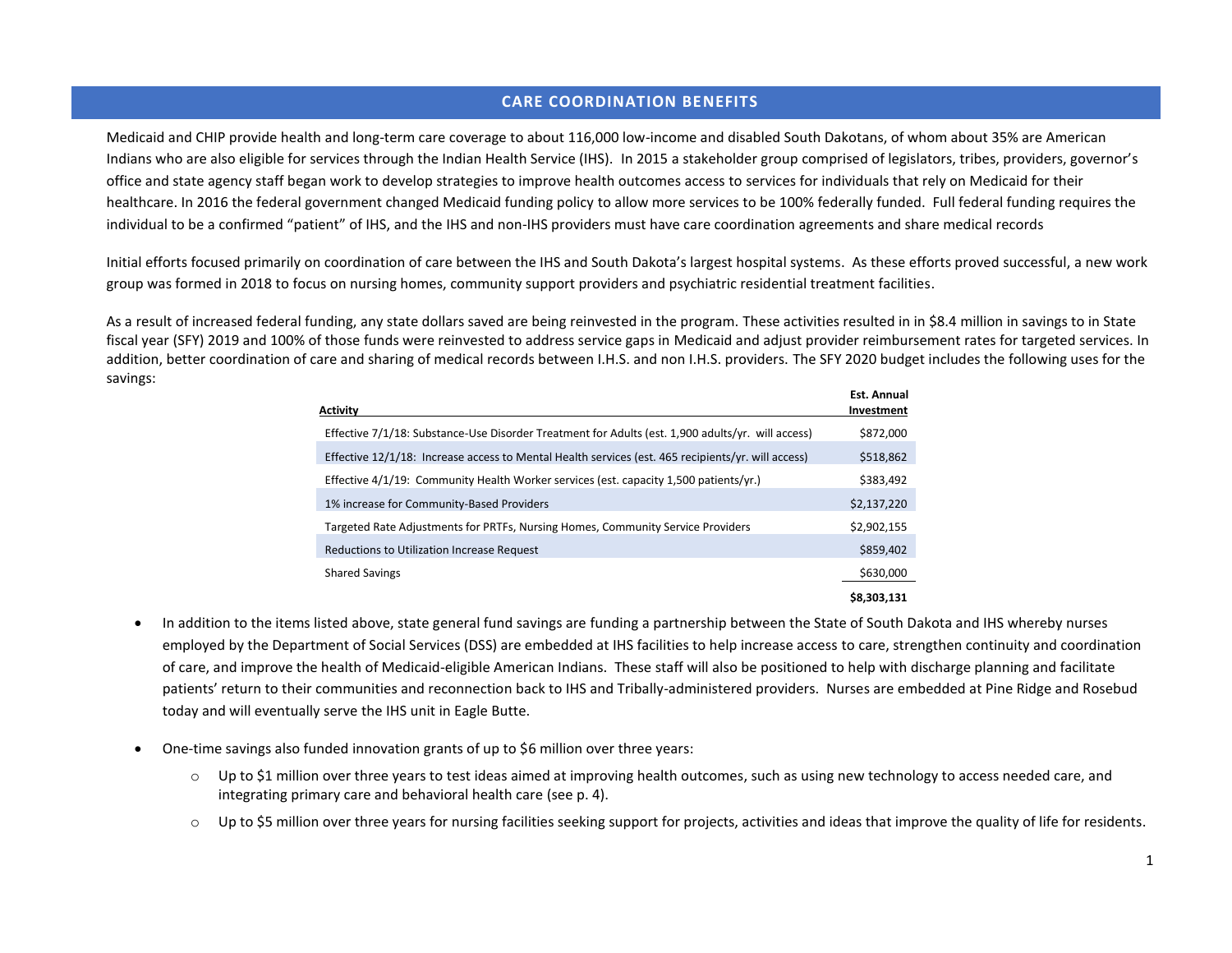# CARE COORDINATION BENEFITS

Medicaid and CHIP provide health and long-term care coverage to about 116,000 low-income and disabled South Dakotans, of whom about 35% are American Indians who are also eligible for services through the Indian Health Service (IHS). In 2015 a stakeholder group comprised of legislators, tribes, providers, governor's office and state agency staff began work to develop strategies to improve health outcomes access to services for individuals that rely on Medicaid for their healthcare. In 2016 the federal government changed Medicaid funding policy to allow more services to be 100% federally funded. Full federal funding requires the individual to be a confirmed "patient" of IHS, and the IHS and non-IHS providers must have care coordination agreements and share medical records

Initial efforts focused primarily on coordination of care between the IHS and South Dakota's largest hospital systems. As these efforts proved successful, a new work group was formed in 2018 to focus on nursing homes, community support providers and psychiatric residential treatment facilities.

As a result of increased federal funding, any state dollars saved are being reinvested in the program. These activities resulted in in $8.4 million in savings to in State fiscal year (SFY) 2019 and 100% of those funds were reinvested to address service gaps in Medicaid and adjust provider reimbursement rates for targeted services. In addition, better coordination of care and sharing of medical records between I.H.S. and non I.H.S. providers. The SFY 2020 budget includes the following uses for the savings:

| Activity | Est. Annual Investment |
|---|---|
| Effective 7/1/18: Substance-Use Disorder Treatment for Adults (est. 1,900 adults/yr. will access) | $872,000 |
| Effective 12/1/18: Increase access to Mental Health services (est. 465 recipients/yr. will access) | $518,862 |
| Effective 4/1/19: Community Health Worker services (est. capacity 1,500 patients/yr.) | $383,492 |
| 1% increase for Community-Based Providers | $2,137,220 |
| Targeted Rate Adjustments for PRTFs, Nursing Homes, Community Service Providers | $2,902,155 |
| Reductions to Utilization Increase Request | $859,402 |
| Shared Savings | $630,000 |
| | **$8,303,131** |

- In addition to the items listed above, state general fund savings are funding a partnership between the State of South Dakota and IHS whereby nurses employed by the Department of Social Services (DSS) are embedded at IHS facilities to help increase access to care, strengthen continuity and coordination of care, and improve the health of Medicaid-eligible American Indians. These staff will also be positioned to help with discharge planning and facilitate patients' return to their communities and reconnection back to IHS and Tribally-administered providers. Nurses are embedded at Pine Ridge and Rosebud today and will eventually serve the IHS unit in Eagle Butte.
- One-time savings also funded innovation grants of up to $6 million over three years:
  - Up to $1 million over three years to test ideas aimed at improving health outcomes, such as using new technology to access needed care, and integrating primary care and behavioral health care (see p. 4).
  - Up to $5 million over three years for nursing facilities seeking support for projects, activities and ideas that improve the quality of life for residents.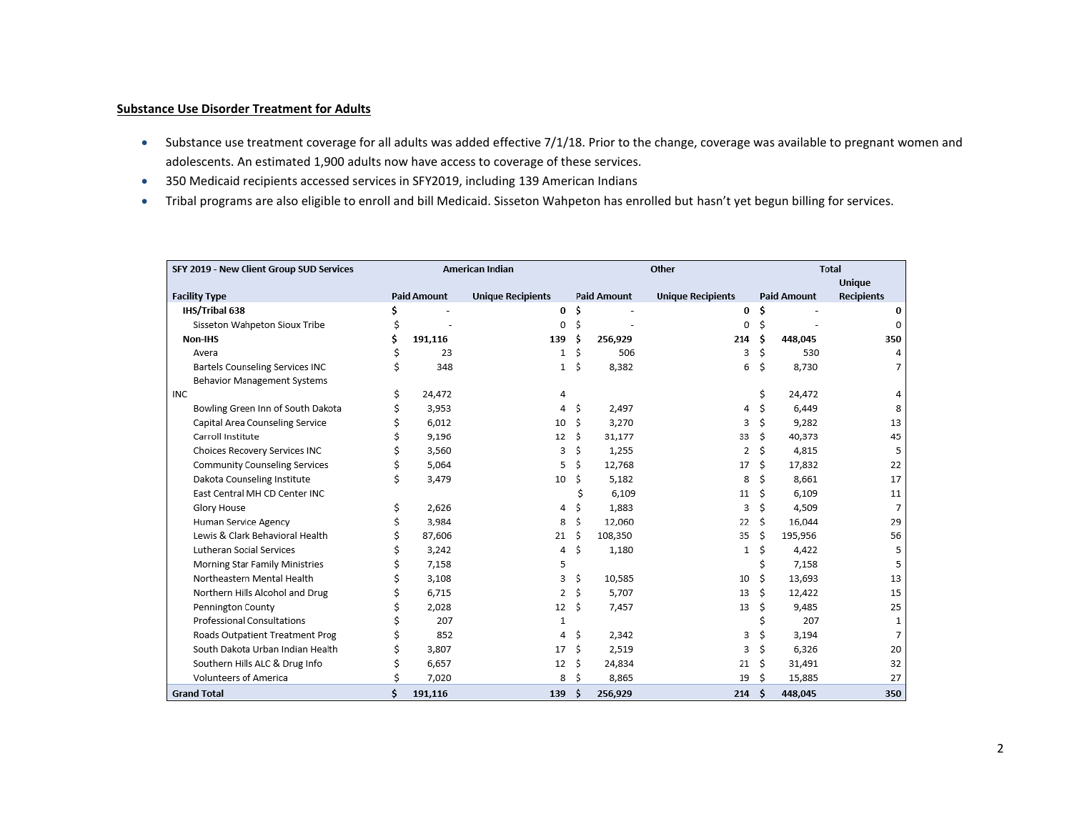**Substance Use Disorder Treatment for Adults**

- Substance use treatment coverage for all adults was added effective 7/1/18. Prior to the change, coverage was available to pregnant women and adolescents. An estimated 1,900 adults now have access to coverage of these services.
- 350 Medicaid recipients accessed services in SFY2019, including 139 American Indians
- Tribal programs are also eligible to enroll and bill Medicaid. Sisseton Wahpeton has enrolled but hasn't yet begun billing for services.

| SFY 2019 - New Client Group SUD Services | American Indian | | Other | | Total | |
|---|---|---|---|---|---|---|
| Facility Type | Paid Amount | Unique Recipients | Paid Amount | Unique Recipients | Paid Amount | Unique Recipients |
| **IHS/Tribal 638** | **$ -** | **0** | **$ -** | **0** | **$ -** | **0** |
| Sisseton Wahpeton Sioux Tribe | $ - | 0 | $ - | 0 | $ - | 0 |
| **Non-IHS** | **$ 191,116** | **139** | **$ 256,929** | **214** | **$ 448,045** | **350** |
| Avera | $ 23 | 1 | $ 506 | 3 | $ 530 | 4 |
| Bartels Counseling Services INC | $ 348 | 1 | $ 8,382 | 6 | $ 8,730 | 7 |
| Behavior Management Systems INC | $ 24,472 | 4 | | | $ 24,472 | 4 |
| Bowling Green Inn of South Dakota | $ 3,953 | 4 | $ 2,497 | 4 | $ 6,449 | 8 |
| Capital Area Counseling Service | $ 6,012 | 10 | $ 3,270 | 3 | $ 9,282 | 13 |
| Carroll Institute | $ 9,196 | 12 | $ 31,177 | 33 | $ 40,373 | 45 |
| Choices Recovery Services INC | $ 3,560 | 3 | $ 1,255 | 2 | $ 4,815 | 5 |
| Community Counseling Services | $ 5,064 | 5 | $ 12,768 | 17 | $ 17,832 | 22 |
| Dakota Counseling Institute | $ 3,479 | 10 | $ 5,182 | 8 | $ 8,661 | 17 |
| East Central MH CD Center INC | | | $ 6,109 | 11 | $ 6,109 | 11 |
| Glory House | $ 2,626 | 4 | $ 1,883 | 3 | $ 4,509 | 7 |
| Human Service Agency | $ 3,984 | 8 | $ 12,060 | 22 | $ 16,044 | 29 |
| Lewis & Clark Behavioral Health | $ 87,606 | 21 | $ 108,350 | 35 | $ 195,956 | 56 |
| Lutheran Social Services | $ 3,242 | 4 | $ 1,180 | 1 | $ 4,422 | 5 |
| Morning Star Family Ministries | $ 7,158 | 5 | | | $ 7,158 | 5 |
| Northeastern Mental Health | $ 3,108 | 3 | $ 10,585 | 10 | $ 13,693 | 13 |
| Northern Hills Alcohol and Drug | $ 6,715 | 2 | $ 5,707 | 13 | $ 12,422 | 15 |
| Pennington County | $ 2,028 | 12 | $ 7,457 | 13 | $ 9,485 | 25 |
| Professional Consultations | $ 207 | 1 | | | $ 207 | 1 |
| Roads Outpatient Treatment Prog | $ 852 | 4 | $ 2,342 | 3 | $ 3,194 | 7 |
| South Dakota Urban Indian Health | $ 3,807 | 17 | $ 2,519 | 3 | $ 6,326 | 20 |
| Southern Hills ALC & Drug Info | $ 6,657 | 12 | $ 24,834 | 21 | $ 31,491 | 32 |
| Volunteers of America | $ 7,020 | 8 | $ 8,865 | 19 | $ 15,885 | 27 |
| **Grand Total** | **$ 191,116** | **139** | **$ 256,929** | **214** | **$ 448,045** | **350** |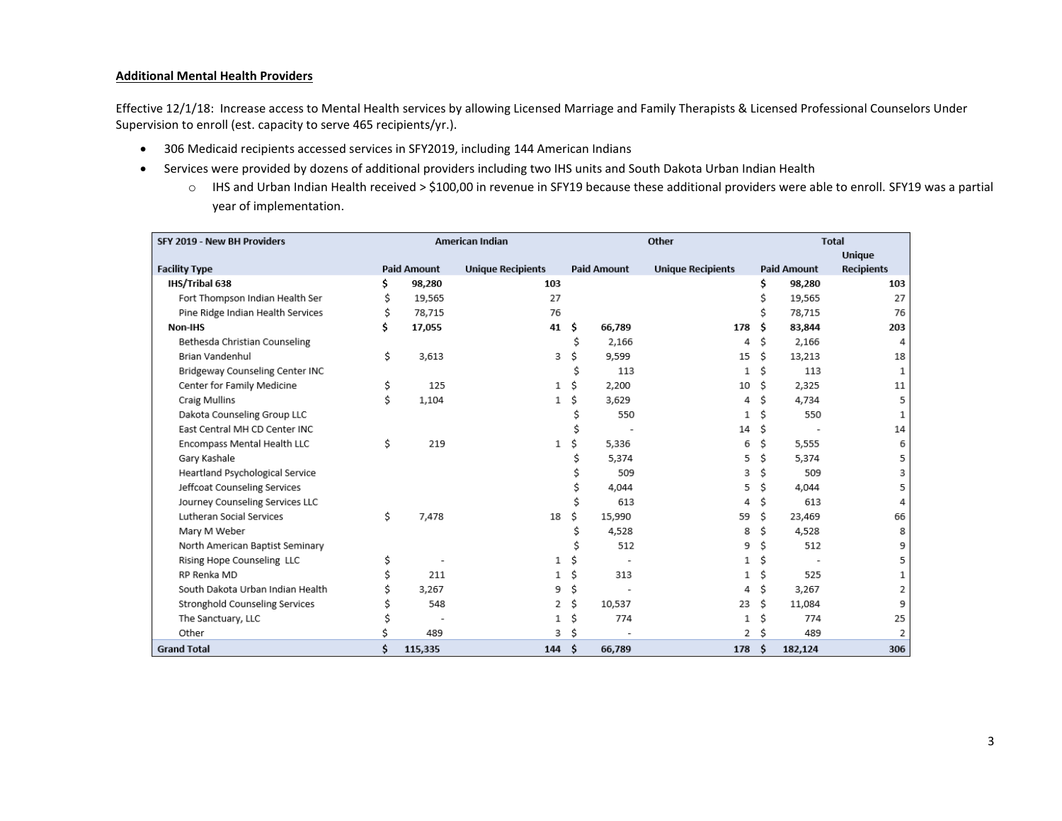**Additional Mental Health Providers**

Effective 12/1/18: Increase access to Mental Health services by allowing Licensed Marriage and Family Therapists & Licensed Professional Counselors Under Supervision to enroll (est. capacity to serve 465 recipients/yr.).

- 306 Medicaid recipients accessed services in SFY2019, including 144 American Indians
- Services were provided by dozens of additional providers including two IHS units and South Dakota Urban Indian Health
  - IHS and Urban Indian Health received > $100,00 in revenue in SFY19 because these additional providers were able to enroll. SFY19 was a partial year of implementation.

| SFY 2019 - New BH Providers | American Indian | | Other | | Total | |
|---|---|---|---|---|---|---|
| Facility Type | Paid Amount | Unique Recipients | Paid Amount | Unique Recipients | Paid Amount | Unique Recipients |
| **IHS/Tribal 638** | **$ 98,280** | **103** | | | **$ 98,280** | **103** |
| Fort Thompson Indian Health Ser | $ 19,565 | 27 | | | $ 19,565 | 27 |
| Pine Ridge Indian Health Services | $ 78,715 | 76 | | | $ 78,715 | 76 |
| **Non-IHS** | **$ 17,055** | **41** | **$ 66,789** | **178** | **$ 83,844** | **203** |
| Bethesda Christian Counseling | | | $ 2,166 | 4 | $ 2,166 | 4 |
| Brian Vandenhul | $ 3,613 | 3 | $ 9,599 | 15 | $ 13,213 | 18 |
| Bridgeway Counseling Center INC | | | $ 113 | 1 | $ 113 | 1 |
| Center for Family Medicine | $ 125 | 1 | $ 2,200 | 10 | $ 2,325 | 11 |
| Craig Mullins | $ 1,104 | 1 | $ 3,629 | 4 | $ 4,734 | 5 |
| Dakota Counseling Group LLC | | | $ 550 | 1 | $ 550 | 1 |
| East Central MH CD Center INC | | | $ - | 14 | $ - | 14 |
| Encompass Mental Health LLC | $ 219 | 1 | $ 5,336 | 6 | $ 5,555 | 6 |
| Gary Kashale | | | $ 5,374 | 5 | $ 5,374 | 5 |
| Heartland Psychological Service | | | $ 509 | 3 | $ 509 | 3 |
| Jeffcoat Counseling Services | | | $ 4,044 | 5 | $ 4,044 | 5 |
| Journey Counseling Services LLC | | | $ 613 | 4 | $ 613 | 4 |
| Lutheran Social Services | $ 7,478 | 18 | $ 15,990 | 59 | $ 23,469 | 66 |
| Mary M Weber | | | $ 4,528 | 8 | $ 4,528 | 8 |
| North American Baptist Seminary | | | $ 512 | 9 | $ 512 | 9 |
| Rising Hope Counseling LLC | $ - | 1 | $ - | 1 | $ - | 5 |
| RP Renka MD | $ 211 | 1 | $ 313 | 1 | $ 525 | 1 |
| South Dakota Urban Indian Health | $ 3,267 | 9 | $ - | 4 | $ 3,267 | 2 |
| Stronghold Counseling Services | $ 548 | 2 | $ 10,537 | 23 | $ 11,084 | 9 |
| The Sanctuary, LLC | $ - | 1 | $ 774 | 1 | $ 774 | 25 |
| Other | $ 489 | 3 | $ - | 2 | $ 489 | 2 |
| **Grand Total** | **$ 115,335** | **144** | **$ 66,789** | **178** | **$ 182,124** | **306** |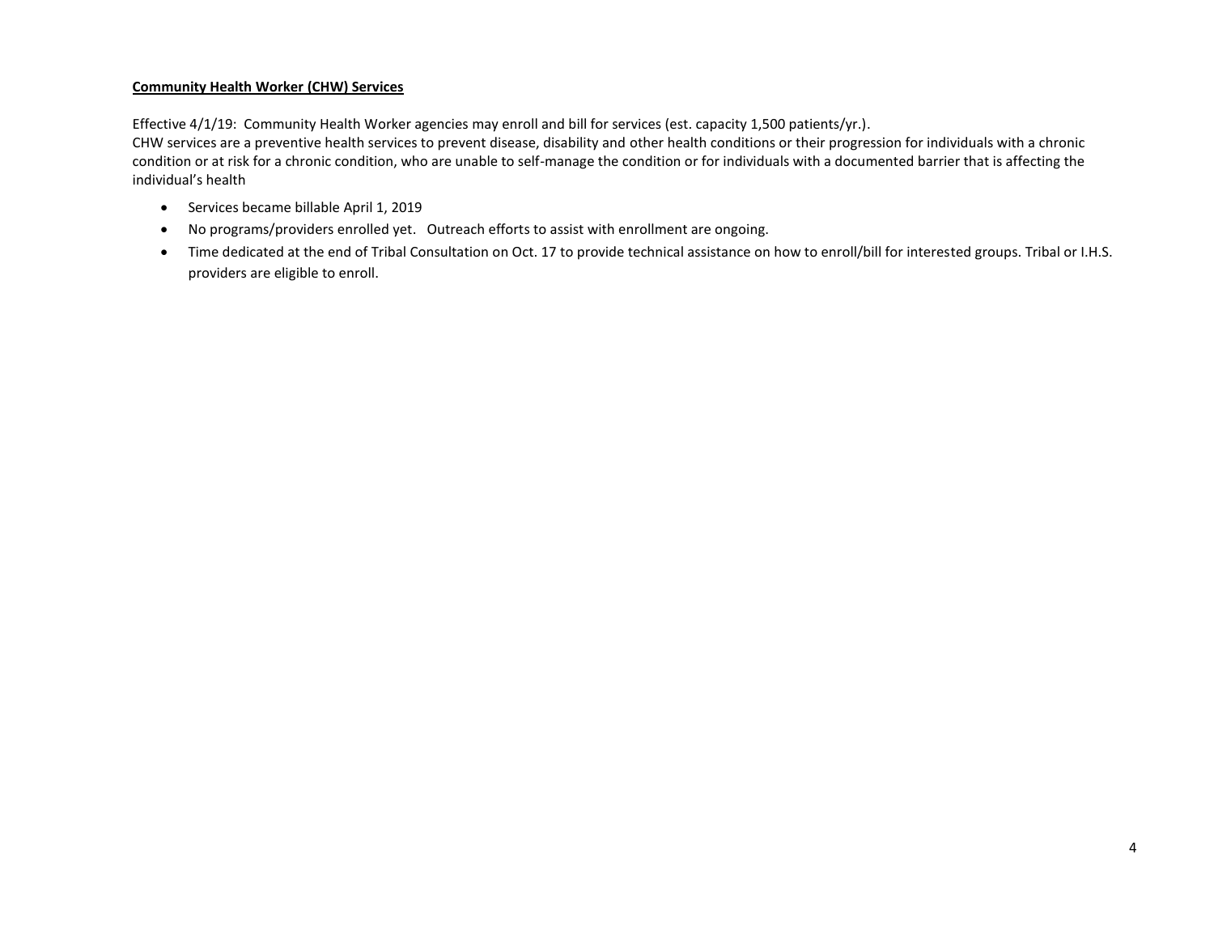**Community Health Worker (CHW) Services**

Effective 4/1/19: Community Health Worker agencies may enroll and bill for services (est. capacity 1,500 patients/yr.).
CHW services are a preventive health services to prevent disease, disability and other health conditions or their progression for individuals with a chronic condition or at risk for a chronic condition, who are unable to self-manage the condition or for individuals with a documented barrier that is affecting the individual's health

- Services became billable April 1, 2019
- No programs/providers enrolled yet. Outreach efforts to assist with enrollment are ongoing.
- Time dedicated at the end of Tribal Consultation on Oct. 17 to provide technical assistance on how to enroll/bill for interested groups. Tribal or I.H.S. providers are eligible to enroll.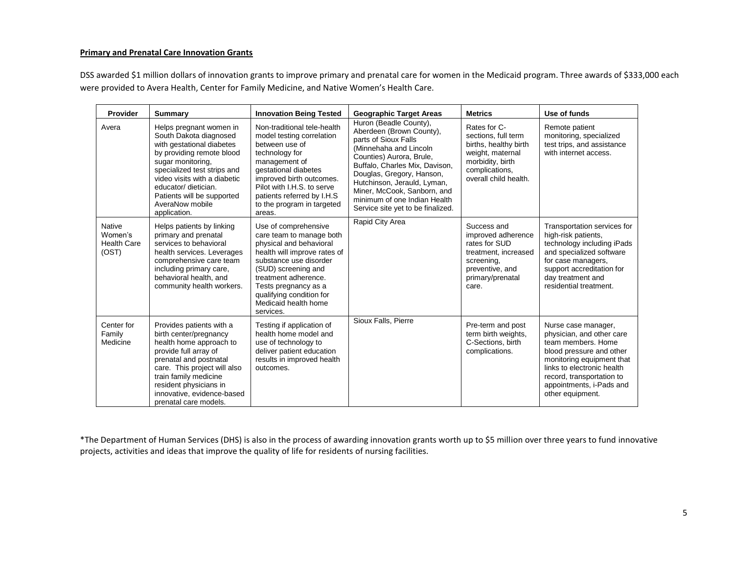**Primary and Prenatal Care Innovation Grants**

DSS awarded $1 million dollars of innovation grants to improve primary and prenatal care for women in the Medicaid program. Three awards of $333,000 each were provided to Avera Health, Center for Family Medicine, and Native Women's Health Care.

| Provider | Summary | Innovation Being Tested | Geographic Target Areas | Metrics | Use of funds |
|---|---|---|---|---|---|
| Avera | Helps pregnant women in South Dakota diagnosed with gestational diabetes by providing remote blood sugar monitoring, specialized test strips and video visits with a diabetic educator/ dietician. Patients will be supported AveraNow mobile application. | Non-traditional tele-health model testing correlation between use of technology for management of gestational diabetes improved birth outcomes. Pilot with I.H.S. to serve patients referred by I.H.S to the program in targeted areas. | Huron (Beadle County), Aberdeen (Brown County), parts of Sioux Falls (Minnehaha and Lincoln Counties) Aurora, Brule, Buffalo, Charles Mix, Davison, Douglas, Gregory, Hanson, Hutchinson, Jerauld, Lyman, Miner, McCook, Sanborn, and minimum of one Indian Health Service site yet to be finalized. | Rates for C-sections, full term births, healthy birth weight, maternal morbidity, birth complications, overall child health. | Remote patient monitoring, specialized test trips, and assistance with internet access. |
| Native Women's Health Care (OST) | Helps patients by linking primary and prenatal services to behavioral health services. Leverages comprehensive care team including primary care, behavioral health, and community health workers. | Use of comprehensive care team to manage both physical and behavioral health will improve rates of substance use disorder (SUD) screening and treatment adherence. Tests pregnancy as a qualifying condition for Medicaid health home services. | Rapid City Area | Success and improved adherence rates for SUD treatment, increased screening, preventive, and primary/prenatal care. | Transportation services for high-risk patients, technology including iPads and specialized software for case managers, support accreditation for day treatment and residential treatment. |
| Center for Family Medicine | Provides patients with a birth center/pregnancy health home approach to provide full array of prenatal and postnatal care. This project will also train family medicine resident physicians in innovative, evidence-based prenatal care models. | Testing if application of health home model and use of technology to deliver patient education results in improved health outcomes. | Sioux Falls, Pierre | Pre-term and post term birth weights, C-Sections, birth complications. | Nurse case manager, physician, and other care team members. Home blood pressure and other monitoring equipment that links to electronic health record, transportation to appointments, i-Pads and other equipment. |

*The Department of Human Services (DHS) is also in the process of awarding innovation grants worth up to $5 million over three years to fund innovative projects, activities and ideas that improve the quality of life for residents of nursing facilities.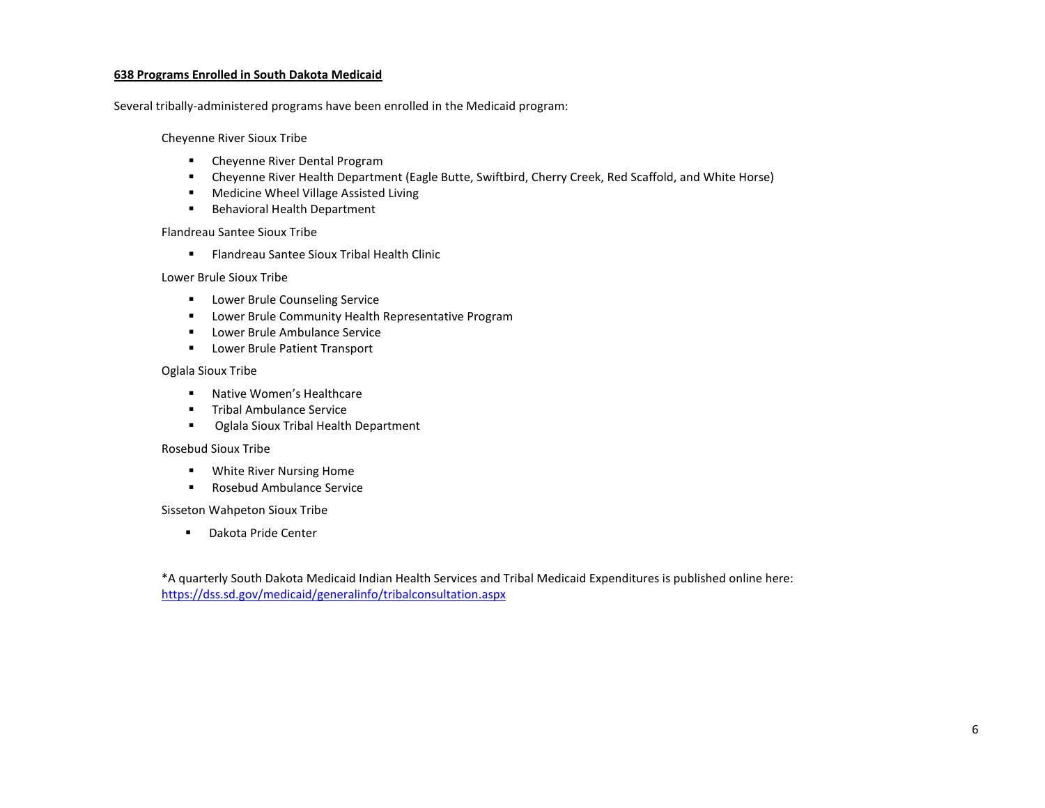**638 Programs Enrolled in South Dakota Medicaid**

Several tribally-administered programs have been enrolled in the Medicaid program:

Cheyenne River Sioux Tribe

- Cheyenne River Dental Program
- Cheyenne River Health Department (Eagle Butte, Swiftbird, Cherry Creek, Red Scaffold, and White Horse)
- Medicine Wheel Village Assisted Living
- Behavioral Health Department

Flandreau Santee Sioux Tribe

- Flandreau Santee Sioux Tribal Health Clinic

Lower Brule Sioux Tribe

- Lower Brule Counseling Service
- Lower Brule Community Health Representative Program
- Lower Brule Ambulance Service
- Lower Brule Patient Transport

Oglala Sioux Tribe

- Native Women's Healthcare
- Tribal Ambulance Service
- Oglala Sioux Tribal Health Department

Rosebud Sioux Tribe

- White River Nursing Home
- Rosebud Ambulance Service

Sisseton Wahpeton Sioux Tribe

- Dakota Pride Center

*A quarterly South Dakota Medicaid Indian Health Services and Tribal Medicaid Expenditures is published online here: https://dss.sd.gov/medicaid/generalinfo/tribalconsultation.aspx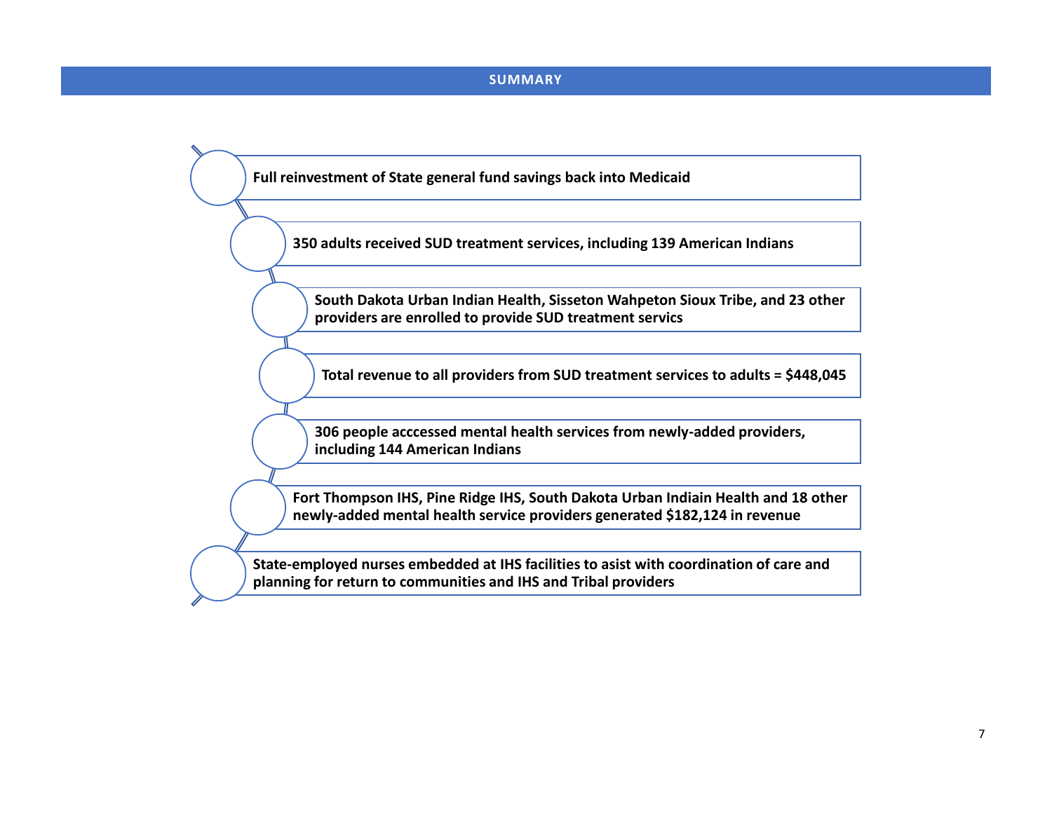## SUMMARY

- Full reinvestment of State general fund savings back into Medicaid
- 350 adults received SUD treatment services, including 139 American Indians
- South Dakota Urban Indian Health, Sisseton Wahpeton Sioux Tribe, and 23 other providers are enrolled to provide SUD treatment servics
- Total revenue to all providers from SUD treatment services to adults = $448,045
- 306 people acccessed mental health services from newly-added providers, including 144 American Indians
- Fort Thompson IHS, Pine Ridge IHS, South Dakota Urban Indiain Health and 18 other newly-added mental health service providers generated $182,124 in revenue
- State-employed nurses embedded at IHS facilities to asist with coordination of care and planning for return to communities and IHS and Tribal providers